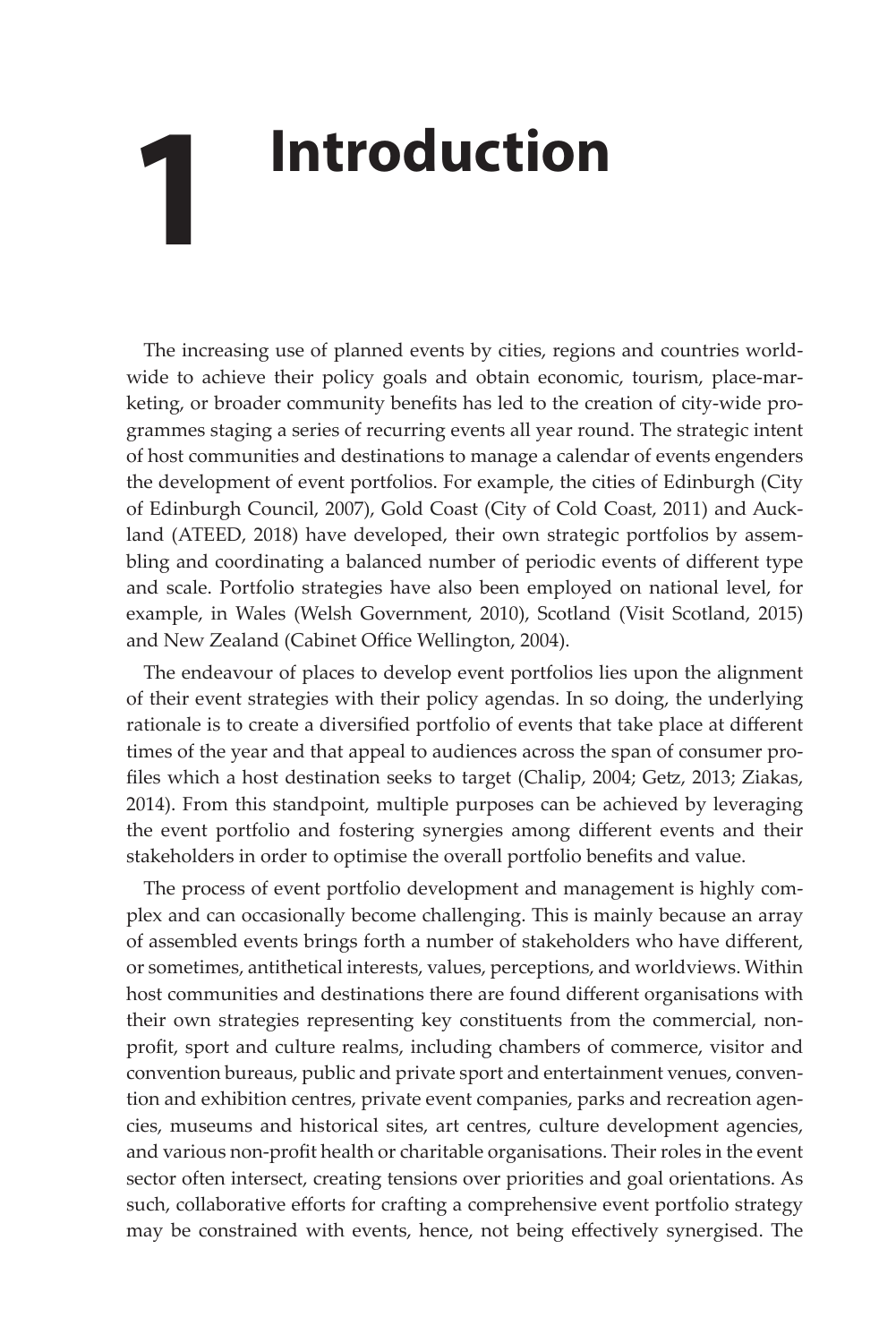# 1 Introduction

The increasing use of planned events by cities, regions and countries worldwide to achieve their policy goals and obtain economic, tourism, place-marketing, or broader community benefits has led to the creation of city-wide programmes staging a series of recurring events all year round. The strategic intent of host communities and destinations to manage a calendar of events engenders the development of event portfolios. For example, the cities of Edinburgh (City of Edinburgh Council, 2007), Gold Coast (City of Cold Coast, 2011) and Auckland (ATEED, 2018) have developed, their own strategic portfolios by assembling and coordinating a balanced number of periodic events of different type and scale. Portfolio strategies have also been employed on national level, for example, in Wales (Welsh Government, 2010), Scotland (Visit Scotland, 2015) and New Zealand (Cabinet Office Wellington, 2004).

The endeavour of places to develop event portfolios lies upon the alignment of their event strategies with their policy agendas. In so doing, the underlying rationale is to create a diversified portfolio of events that take place at different times of the year and that appeal to audiences across the span of consumer profiles which a host destination seeks to target (Chalip, 2004; Getz, 2013; Ziakas, 2014). From this standpoint, multiple purposes can be achieved by leveraging the event portfolio and fostering synergies among different events and their stakeholders in order to optimise the overall portfolio benefits and value.

The process of event portfolio development and management is highly complex and can occasionally become challenging. This is mainly because an array of assembled events brings forth a number of stakeholders who have different, or sometimes, antithetical interests, values, perceptions, and worldviews. Within host communities and destinations there are found different organisations with their own strategies representing key constituents from the commercial, non-profit, sport and culture realms, including chambers of commerce, visitor and convention bureaus, public and private sport and entertainment venues, convention and exhibition centres, private event companies, parks and recreation agencies, museums and historical sites, art centres, culture development agencies, and various non-profit health or charitable organisations. Their roles in the event sector often intersect, creating tensions over priorities and goal orientations. As such, collaborative efforts for crafting a comprehensive event portfolio strategy may be constrained with events, hence, not being effectively synergised. The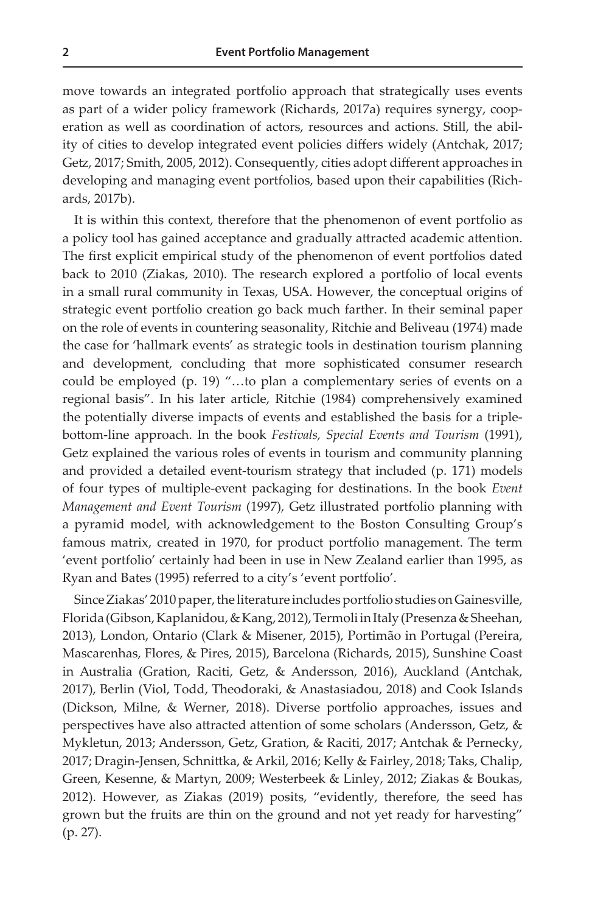move towards an integrated portfolio approach that strategically uses events as part of a wider policy framework (Richards, 2017a) requires synergy, cooperation as well as coordination of actors, resources and actions. Still, the ability of cities to develop integrated event policies differs widely (Antchak, 2017; Getz, 2017; Smith, 2005, 2012). Consequently, cities adopt different approaches in developing and managing event portfolios, based upon their capabilities (Richards, 2017b).

It is within this context, therefore that the phenomenon of event portfolio as a policy tool has gained acceptance and gradually attracted academic attention. The first explicit empirical study of the phenomenon of event portfolios dated back to 2010 (Ziakas, 2010). The research explored a portfolio of local events in a small rural community in Texas, USA. However, the conceptual origins of strategic event portfolio creation go back much farther. In their seminal paper on the role of events in countering seasonality, Ritchie and Beliveau (1974) made the case for 'hallmark events' as strategic tools in destination tourism planning and development, concluding that more sophisticated consumer research could be employed (p. 19) "…to plan a complementary series of events on a regional basis". In his later article, Ritchie (1984) comprehensively examined the potentially diverse impacts of events and established the basis for a triple-bottom-line approach. In the book *Festivals, Special Events and Tourism* (1991), Getz explained the various roles of events in tourism and community planning and provided a detailed event-tourism strategy that included (p. 171) models of four types of multiple-event packaging for destinations. In the book *Event Management and Event Tourism* (1997), Getz illustrated portfolio planning with a pyramid model, with acknowledgement to the Boston Consulting Group's famous matrix, created in 1970, for product portfolio management. The term 'event portfolio' certainly had been in use in New Zealand earlier than 1995, as Ryan and Bates (1995) referred to a city's 'event portfolio'.

Since Ziakas' 2010 paper, the literature includes portfolio studies on Gainesville, Florida (Gibson, Kaplanidou, & Kang, 2012), Termoli in Italy (Presenza & Sheehan, 2013), London, Ontario (Clark & Misener, 2015), Portimão in Portugal (Pereira, Mascarenhas, Flores, & Pires, 2015), Barcelona (Richards, 2015), Sunshine Coast in Australia (Gration, Raciti, Getz, & Andersson, 2016), Auckland (Antchak, 2017), Berlin (Viol, Todd, Theodoraki, & Anastasiadou, 2018) and Cook Islands (Dickson, Milne, & Werner, 2018). Diverse portfolio approaches, issues and perspectives have also attracted attention of some scholars (Andersson, Getz, & Mykletun, 2013; Andersson, Getz, Gration, & Raciti, 2017; Antchak & Pernecky, 2017; Dragin-Jensen, Schnittka, & Arkil, 2016; Kelly & Fairley, 2018; Taks, Chalip, Green, Kesenne, & Martyn, 2009; Westerbeek & Linley, 2012; Ziakas & Boukas, 2012). However, as Ziakas (2019) posits, "evidently, therefore, the seed has grown but the fruits are thin on the ground and not yet ready for harvesting" (p. 27).